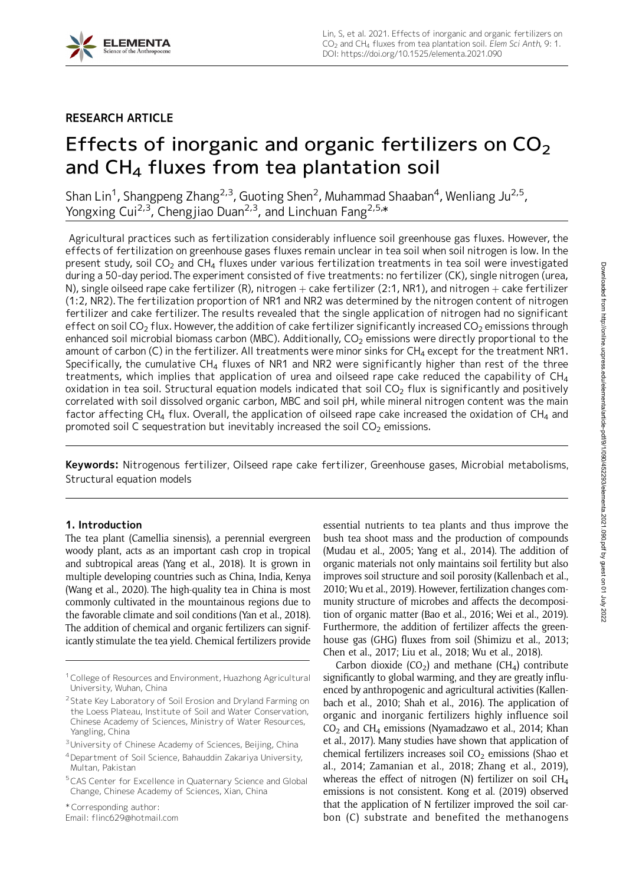RESEARCH ARTICLE

# Effects of inorganic and organic fertilizers on $CO_2$ and $CH_4$ fluxes from tea plantation soil

Shan Lin[1], Shangpeng Zhang[2,3], Guoting Shen[2], Muhammad Shaaban[4], Wenliang Ju[2,5], Yongxing Cui[2,3], Chengjiao Duan[2,3], and Linchuan Fang[2,5,*]

Agricultural practices such as fertilization considerably influence soil greenhouse gas fluxes. However, the effects of fertilization on greenhouse gases fluxes remain unclear in tea soil when soil nitrogen is low. In the present study, soil $CO_2$ and $CH_4$ fluxes under various fertilization treatments in tea soil were investigated during a 50-day period. The experiment consisted of five treatments: no fertilizer (CK), single nitrogen (urea, N), single oilseed rape cake fertilizer (R), nitrogen + cake fertilizer (2:1, NR1), and nitrogen + cake fertilizer (1:2, NR2). The fertilization proportion of NR1 and NR2 was determined by the nitrogen content of nitrogen fertilizer and cake fertilizer. The results revealed that the single application of nitrogen had no significant effect on soil $CO_2$ flux. However, the addition of cake fertilizer significantly increased $CO_2$ emissions through enhanced soil microbial biomass carbon (MBC). Additionally, $CO_2$ emissions were directly proportional to the amount of carbon (C) in the fertilizer. All treatments were minor sinks for $CH_4$ except for the treatment NR1. Specifically, the cumulative $CH_4$ fluxes of NR1 and NR2 were significantly higher than rest of the three treatments, which implies that application of urea and oilseed rape cake reduced the capability of $CH_4$ oxidation in tea soil. Structural equation models indicated that soil $CO_2$ flux is significantly and positively correlated with soil dissolved organic carbon, MBC and soil pH, while mineral nitrogen content was the main factor affecting $CH_4$ flux. Overall, the application of oilseed rape cake increased the oxidation of $CH_4$ and promoted soil C sequestration but inevitably increased the soil $CO_2$ emissions.

**Keywords:** Nitrogenous fertilizer, Oilseed rape cake fertilizer, Greenhouse gases, Microbial metabolisms, Structural equation models

## 1. Introduction

The tea plant (Camellia sinensis), a perennial evergreen woody plant, acts as an important cash crop in tropical and subtropical areas (Yang et al., 2018). It is grown in multiple developing countries such as China, India, Kenya (Wang et al., 2020). The high-quality tea in China is most commonly cultivated in the mountainous regions due to the favorable climate and soil conditions (Yan et al., 2018). The addition of chemical and organic fertilizers can significantly stimulate the tea yield. Chemical fertilizers provide essential nutrients to tea plants and thus improve the bush tea shoot mass and the production of compounds (Mudau et al., 2005; Yang et al., 2014). The addition of organic materials not only maintains soil fertility but also improves soil structure and soil porosity (Kallenbach et al., 2010; Wu et al., 2019). However, fertilization changes community structure of microbes and affects the decomposition of organic matter (Bao et al., 2016; Wei et al., 2019). Furthermore, the addition of fertilizer affects the greenhouse gas (GHG) fluxes from soil (Shimizu et al., 2013; Chen et al., 2017; Liu et al., 2018; Wu et al., 2018).

Carbon dioxide ($CO_2$) and methane ($CH_4$) contribute significantly to global warming, and they are greatly influenced by anthropogenic and agricultural activities (Kallenbach et al., 2010; Shah et al., 2016). The application of organic and inorganic fertilizers highly influence soil $CO_2$ and $CH_4$ emissions (Nyamadzawo et al., 2014; Khan et al., 2017). Many studies have shown that application of chemical fertilizers increases soil $CO_2$ emissions (Shao et al., 2014; Zamanian et al., 2018; Zhang et al., 2019), whereas the effect of nitrogen (N) fertilizer on soil $CH_4$ emissions is not consistent. Kong et al. (2019) observed that the application of N fertilizer improved the soil carbon (C) substrate and benefited the methanogens

[1] College of Resources and Environment, Huazhong Agricultural University, Wuhan, China

[2] State Key Laboratory of Soil Erosion and Dryland Farming on the Loess Plateau, Institute of Soil and Water Conservation, Chinese Academy of Sciences, Ministry of Water Resources, Yangling, China

[3] University of Chinese Academy of Sciences, Beijing, China

[4] Department of Soil Science, Bahauddin Zakariya University, Multan, Pakistan

[5] CAS Center for Excellence in Quaternary Science and Global Change, Chinese Academy of Sciences, Xian, China

* Corresponding author:
Email: flinc629@hotmail.com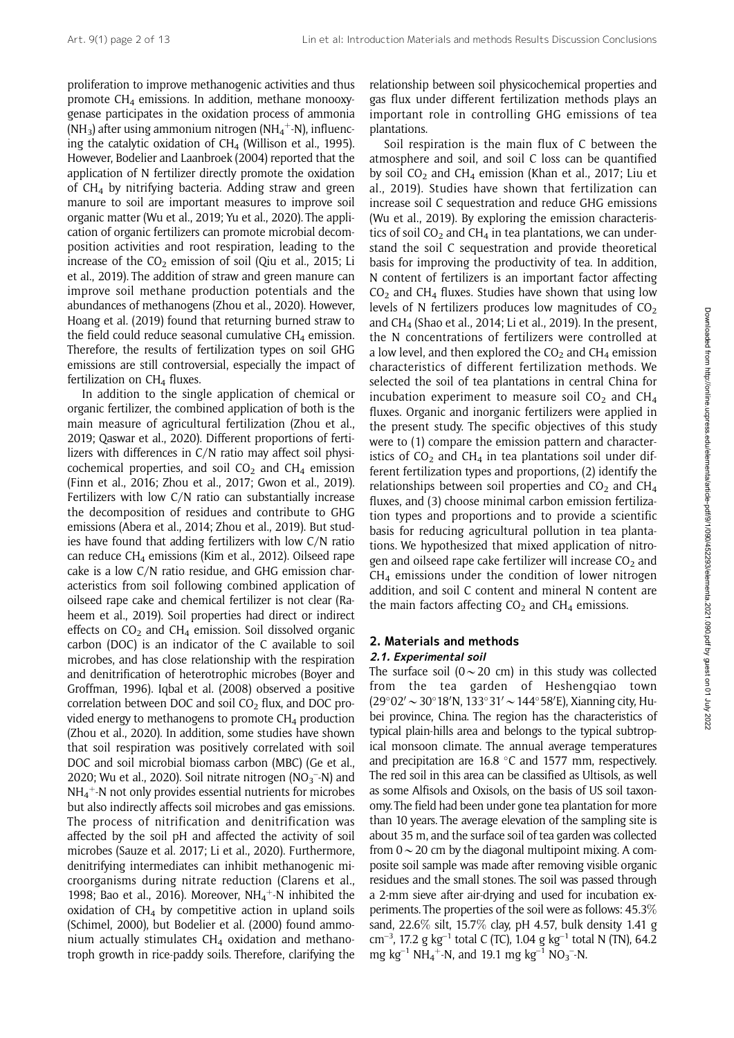proliferation to improve methanogenic activities and thus promote $CH_4$ emissions. In addition, methane monooxygenase participates in the oxidation process of ammonia ($NH_3$) after using ammonium nitrogen ($NH_4^+$-N), influencing the catalytic oxidation of $CH_4$ (Willison et al., 1995). However, Bodelier and Laanbroek (2004) reported that the application of N fertilizer directly promote the oxidation of $CH_4$ by nitrifying bacteria. Adding straw and green manure to soil are important measures to improve soil organic matter (Wu et al., 2019; Yu et al., 2020). The application of organic fertilizers can promote microbial decomposition activities and root respiration, leading to the increase of the $CO_2$ emission of soil (Qiu et al., 2015; Li et al., 2019). The addition of straw and green manure can improve soil methane production potentials and the abundances of methanogens (Zhou et al., 2020). However, Hoang et al. (2019) found that returning burned straw to the field could reduce seasonal cumulative $CH_4$ emission. Therefore, the results of fertilization types on soil GHG emissions are still controversial, especially the impact of fertilization on $CH_4$ fluxes.

In addition to the single application of chemical or organic fertilizer, the combined application of both is the main measure of agricultural fertilization (Zhou et al., 2019; Qaswar et al., 2020). Different proportions of fertilizers with differences in C/N ratio may affect soil physicochemical properties, and soil $CO_2$ and $CH_4$ emission (Finn et al., 2016; Zhou et al., 2017; Gwon et al., 2019). Fertilizers with low C/N ratio can substantially increase the decomposition of residues and contribute to GHG emissions (Abera et al., 2014; Zhou et al., 2019). But studies have found that adding fertilizers with low C/N ratio can reduce $CH_4$ emissions (Kim et al., 2012). Oilseed rape cake is a low C/N ratio residue, and GHG emission characteristics from soil following combined application of oilseed rape cake and chemical fertilizer is not clear (Raheem et al., 2019). Soil properties had direct or indirect effects on $CO_2$ and $CH_4$ emission. Soil dissolved organic carbon (DOC) is an indicator of the C available to soil microbes, and has close relationship with the respiration and denitrification of heterotrophic microbes (Boyer and Groffman, 1996). Iqbal et al. (2008) observed a positive correlation between DOC and soil $CO_2$ flux, and DOC provided energy to methanogens to promote $CH_4$ production (Zhou et al., 2020). In addition, some studies have shown that soil respiration was positively correlated with soil DOC and soil microbial biomass carbon (MBC) (Ge et al., 2020; Wu et al., 2020). Soil nitrate nitrogen ($NO_3^-$-N) and $NH_4^+$-N not only provides essential nutrients for microbes but also indirectly affects soil microbes and gas emissions. The process of nitrification and denitrification was affected by the soil pH and affected the activity of soil microbes (Sauze et al. 2017; Li et al., 2020). Furthermore, denitrifying intermediates can inhibit methanogenic microorganisms during nitrate reduction (Clarens et al., 1998; Bao et al., 2016). Moreover, $NH_4^+$-N inhibited the oxidation of $CH_4$ by competitive action in upland soils (Schimel, 2000), but Bodelier et al. (2000) found ammonium actually stimulates $CH_4$ oxidation and methanotroph growth in rice-paddy soils. Therefore, clarifying the relationship between soil physicochemical properties and gas flux under different fertilization methods plays an important role in controlling GHG emissions of tea plantations.

Soil respiration is the main flux of C between the atmosphere and soil, and soil C loss can be quantified by soil $CO_2$ and $CH_4$ emission (Khan et al., 2017; Liu et al., 2019). Studies have shown that fertilization can increase soil C sequestration and reduce GHG emissions (Wu et al., 2019). By exploring the emission characteristics of soil $CO_2$ and $CH_4$ in tea plantations, we can understand the soil C sequestration and provide theoretical basis for improving the productivity of tea. In addition, N content of fertilizers is an important factor affecting $CO_2$ and $CH_4$ fluxes. Studies have shown that using low levels of N fertilizers produces low magnitudes of $CO_2$ and $CH_4$ (Shao et al., 2014; Li et al., 2019). In the present, the N concentrations of fertilizers were controlled at a low level, and then explored the $CO_2$ and $CH_4$ emission characteristics of different fertilization methods. We selected the soil of tea plantations in central China for incubation experiment to measure soil $CO_2$ and $CH_4$ fluxes. Organic and inorganic fertilizers were applied in the present study. The specific objectives of this study were to (1) compare the emission pattern and characteristics of $CO_2$ and $CH_4$ in tea plantations soil under different fertilization types and proportions, (2) identify the relationships between soil properties and $CO_2$ and $CH_4$ fluxes, and (3) choose minimal carbon emission fertilization types and proportions and to provide a scientific basis for reducing agricultural pollution in tea plantations. We hypothesized that mixed application of nitrogen and oilseed rape cake fertilizer will increase $CO_2$ and $CH_4$ emissions under the condition of lower nitrogen addition, and soil C content and mineral N content are the main factors affecting $CO_2$ and $CH_4$ emissions.

## 2. Materials and methods

### 2.1. Experimental soil

The surface soil (0 ~ 20 cm) in this study was collected from the tea garden of Heshengqiao town (29°02′ ~ 30°18′N, 133°31′ ~ 144°58′E), Xianning city, Hubei province, China. The region has the characteristics of typical plain-hills area and belongs to the typical subtropical monsoon climate. The annual average temperatures and precipitation are 16.8 °C and 1577 mm, respectively. The red soil in this area can be classified as Ultisols, as well as some Alfisols and Oxisols, on the basis of US soil taxonomy. The field had been under gone tea plantation for more than 10 years. The average elevation of the sampling site is about 35 m, and the surface soil of tea garden was collected from 0 ~ 20 cm by the diagonal multipoint mixing. A composite soil sample was made after removing visible organic residues and the small stones. The soil was passed through a 2-mm sieve after air-drying and used for incubation experiments. The properties of the soil were as follows: 45.3% sand, 22.6% silt, 15.7% clay, pH 4.57, bulk density 1.41 g $cm^{-3}$, 17.2 g $kg^{-1}$ total C (TC), 1.04 g $kg^{-1}$ total N (TN), 64.2 mg $kg^{-1}$ $NH_4^+$-N, and 19.1 mg $kg^{-1}$ $NO_3^-$-N.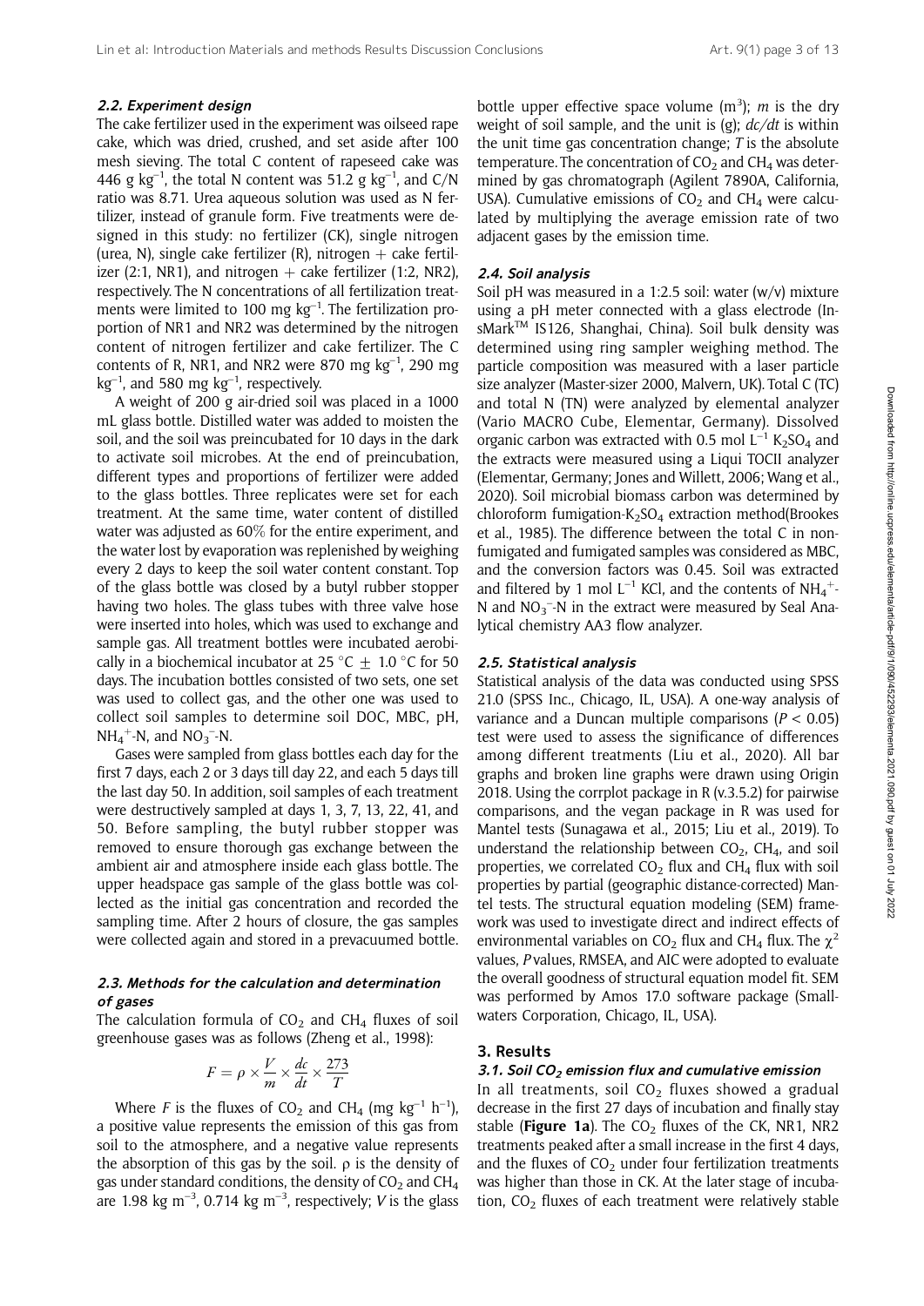### 2.2. Experiment design

The cake fertilizer used in the experiment was oilseed rape cake, which was dried, crushed, and set aside after 100 mesh sieving. The total C content of rapeseed cake was 446 g $kg^{-1}$, the total N content was 51.2 g $kg^{-1}$, and C/N ratio was 8.71. Urea aqueous solution was used as N fertilizer, instead of granule form. Five treatments were designed in this study: no fertilizer (CK), single nitrogen (urea, N), single cake fertilizer (R), nitrogen + cake fertilizer (2:1, NR1), and nitrogen + cake fertilizer (1:2, NR2), respectively. The N concentrations of all fertilization treatments were limited to 100 mg $kg^{-1}$. The fertilization proportion of NR1 and NR2 was determined by the nitrogen content of nitrogen fertilizer and cake fertilizer. The C contents of R, NR1, and NR2 were 870 mg $kg^{-1}$, 290 mg $kg^{-1}$, and 580 mg $kg^{-1}$, respectively.

A weight of 200 g air-dried soil was placed in a 1000 mL glass bottle. Distilled water was added to moisten the soil, and the soil was preincubated for 10 days in the dark to activate soil microbes. At the end of preincubation, different types and proportions of fertilizer were added to the glass bottles. Three replicates were set for each treatment. At the same time, water content of distilled water was adjusted as 60% for the entire experiment, and the water lost by evaporation was replenished by weighing every 2 days to keep the soil water content constant. Top of the glass bottle was closed by a butyl rubber stopper having two holes. The glass tubes with three valve hose were inserted into holes, which was used to exchange and sample gas. All treatment bottles were incubated aerobically in a biochemical incubator at 25 °C ± 1.0 °C for 50 days. The incubation bottles consisted of two sets, one set was used to collect gas, and the other one was used to collect soil samples to determine soil DOC, MBC, pH, $NH_4^+$-N, and $NO_3^-$-N.

Gases were sampled from glass bottles each day for the first 7 days, each 2 or 3 days till day 22, and each 5 days till the last day 50. In addition, soil samples of each treatment were destructively sampled at days 1, 3, 7, 13, 22, 41, and 50. Before sampling, the butyl rubber stopper was removed to ensure thorough gas exchange between the ambient air and atmosphere inside each glass bottle. The upper headspace gas sample of the glass bottle was collected as the initial gas concentration and recorded the sampling time. After 2 hours of closure, the gas samples were collected again and stored in a prevacuumed bottle.

### 2.3. Methods for the calculation and determination of gases

The calculation formula of $CO_2$ and $CH_4$ fluxes of soil greenhouse gases was as follows (Zheng et al., 1998):

$$F = \rho \times \frac{V}{m} \times \frac{dc}{dt} \times \frac{273}{T}$$

Where $F$ is the fluxes of $CO_2$ and $CH_4$ (mg $kg^{-1}$ $h^{-1}$), a positive value represents the emission of this gas from soil to the atmosphere, and a negative value represents the absorption of this gas by the soil. $\rho$ is the density of gas under standard conditions, the density of $CO_2$ and $CH_4$ are 1.98 kg $m^{-3}$, 0.714 kg $m^{-3}$, respectively; $V$ is the glass bottle upper effective space volume ($m^3$); $m$ is the dry weight of soil sample, and the unit is (g); $dc/dt$ is within the unit time gas concentration change; $T$ is the absolute temperature. The concentration of $CO_2$ and $CH_4$ was determined by gas chromatograph (Agilent 7890A, California, USA). Cumulative emissions of $CO_2$ and $CH_4$ were calculated by multiplying the average emission rate of two adjacent gases by the emission time.

### 2.4. Soil analysis

Soil pH was measured in a 1:2.5 soil: water (w/v) mixture using a pH meter connected with a glass electrode (InsMark™ IS126, Shanghai, China). Soil bulk density was determined using ring sampler weighing method. The particle composition was measured with a laser particle size analyzer (Master-sizer 2000, Malvern, UK). Total C (TC) and total N (TN) were analyzed by elemental analyzer (Vario MACRO Cube, Elementar, Germany). Dissolved organic carbon was extracted with 0.5 mol $L^{-1}$ $K_2SO_4$ and the extracts were measured using a Liqui TOCII analyzer (Elementar, Germany; Jones and Willett, 2006; Wang et al., 2020). Soil microbial biomass carbon was determined by chloroform fumigation-$K_2SO_4$ extraction method(Brookes et al., 1985). The difference between the total C in nonfumigated and fumigated samples was considered as MBC, and the conversion factors was 0.45. Soil was extracted and filtered by 1 mol $L^{-1}$ KCl, and the contents of $NH_4^+$-N and $NO_3^-$-N in the extract were measured by Seal Analytical chemistry AA3 flow analyzer.

### 2.5. Statistical analysis

Statistical analysis of the data was conducted using SPSS 21.0 (SPSS Inc., Chicago, IL, USA). A one-way analysis of variance and a Duncan multiple comparisons ($P < 0.05$) test were used to assess the significance of differences among different treatments (Liu et al., 2020). All bar graphs and broken line graphs were drawn using Origin 2018. Using the corrplot package in R (v.3.5.2) for pairwise comparisons, and the vegan package in R was used for Mantel tests (Sunagawa et al., 2015; Liu et al., 2019). To understand the relationship between $CO_2$, $CH_4$, and soil properties, we correlated $CO_2$ flux and $CH_4$ flux with soil properties by partial (geographic distance-corrected) Mantel tests. The structural equation modeling (SEM) framework was used to investigate direct and indirect effects of environmental variables on $CO_2$ flux and $CH_4$ flux. The $\chi^2$ values, $P$ values, RMSEA, and AIC were adopted to evaluate the overall goodness of structural equation model fit. SEM was performed by Amos 17.0 software package (Smallwaters Corporation, Chicago, IL, USA).

## 3. Results

### 3.1. Soil $CO_2$ emission flux and cumulative emission

In all treatments, soil $CO_2$ fluxes showed a gradual decrease in the first 27 days of incubation and finally stay stable (**Figure 1a**). The $CO_2$ fluxes of the CK, NR1, NR2 treatments peaked after a small increase in the first 4 days, and the fluxes of $CO_2$ under four fertilization treatments was higher than those in CK. At the later stage of incubation, $CO_2$ fluxes of each treatment were relatively stable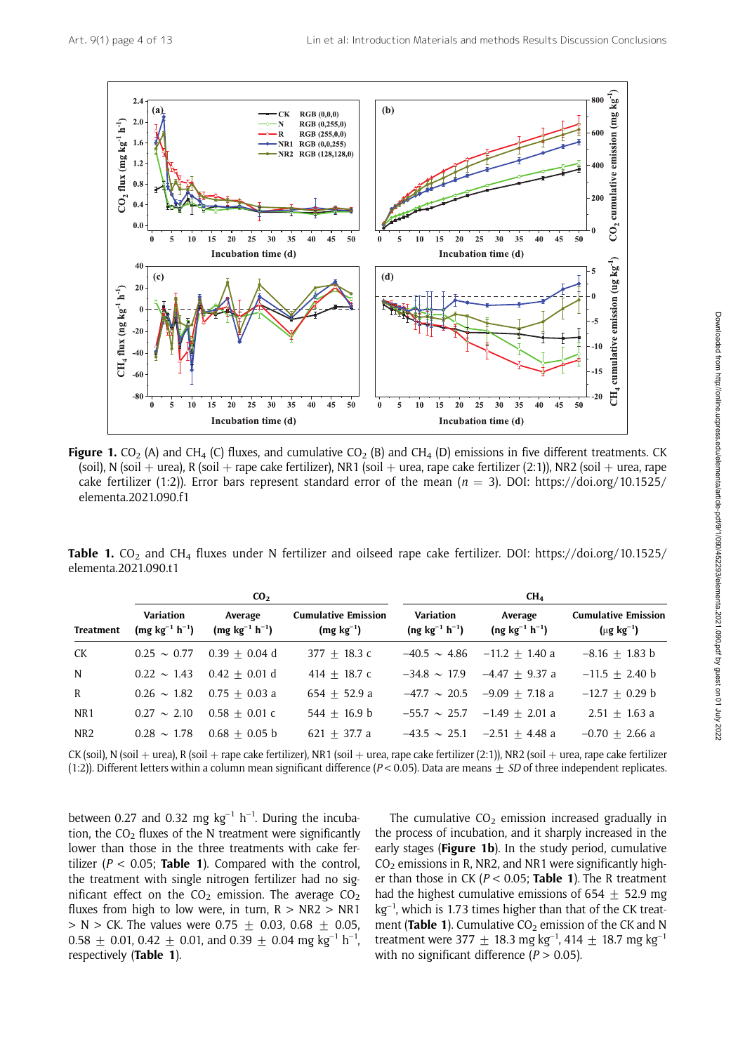**Figure 1.** $CO_2$ (A) and $CH_4$ (C) fluxes, and cumulative $CO_2$ (B) and $CH_4$ (D) emissions in five different treatments. CK (soil), N (soil + urea), R (soil + rape cake fertilizer), NR1 (soil + urea, rape cake fertilizer (2:1)), NR2 (soil + urea, rape cake fertilizer (1:2)). Error bars represent standard error of the mean ($n = 3$). DOI: https://doi.org/10.1525/elementa.2021.090.f1

**Table 1.** $CO_2$ and $CH_4$ fluxes under N fertilizer and oilseed rape cake fertilizer. DOI: https://doi.org/10.1525/elementa.2021.090.t1

| Treatment | $CO_2$ Variation (mg $kg^{-1}$ $h^{-1}$) | $CO_2$ Average (mg $kg^{-1}$ $h^{-1}$) | $CO_2$ Cumulative Emission (mg $kg^{-1}$) | $CH_4$ Variation (ng $kg^{-1}$ $h^{-1}$) | $CH_4$ Average (ng $kg^{-1}$ $h^{-1}$) | $CH_4$ Cumulative Emission (μg $kg^{-1}$) |
|---|---|---|---|---|---|---|
| CK | 0.25 ~ 0.77 | 0.39 ± 0.04 d | 377 ± 18.3 c | −40.5 ~ 4.86 | −11.2 ± 1.40 a | −8.16 ± 1.83 b |
| N | 0.22 ~ 1.43 | 0.42 ± 0.01 d | 414 ± 18.7 c | −34.8 ~ 17.9 | −4.47 ± 9.37 a | −11.5 ± 2.40 b |
| R | 0.26 ~ 1.82 | 0.75 ± 0.03 a | 654 ± 52.9 a | −47.7 ~ 20.5 | −9.09 ± 7.18 a | −12.7 ± 0.29 b |
| NR1 | 0.27 ~ 2.10 | 0.58 ± 0.01 c | 544 ± 16.9 b | −55.7 ~ 25.7 | −1.49 ± 2.01 a | 2.51 ± 1.63 a |
| NR2 | 0.28 ~ 1.78 | 0.68 ± 0.05 b | 621 ± 37.7 a | −43.5 ~ 25.1 | −2.51 ± 4.48 a | −0.70 ± 2.66 a |

CK (soil), N (soil + urea), R (soil + rape cake fertilizer), NR1 (soil + urea, rape cake fertilizer (2:1)), NR2 (soil + urea, rape cake fertilizer (1:2)). Different letters within a column mean significant difference ($P < 0.05$). Data are means ± *SD* of three independent replicates.

between 0.27 and 0.32 mg $kg^{-1}$ $h^{-1}$. During the incubation, the $CO_2$ fluxes of the N treatment were significantly lower than those in the three treatments with cake fertilizer ($P < 0.05$; **Table 1**). Compared with the control, the treatment with single nitrogen fertilizer had no significant effect on the $CO_2$ emission. The average $CO_2$ fluxes from high to low were, in turn, R > NR2 > NR1 > N > CK. The values were 0.75 ± 0.03, 0.68 ± 0.05, 0.58 ± 0.01, 0.42 ± 0.01, and 0.39 ± 0.04 mg $kg^{-1}$ $h^{-1}$, respectively (**Table 1**).

The cumulative $CO_2$ emission increased gradually in the process of incubation, and it sharply increased in the early stages (**Figure 1b**). In the study period, cumulative $CO_2$ emissions in R, NR2, and NR1 were significantly higher than those in CK ($P < 0.05$; **Table 1**). The R treatment had the highest cumulative emissions of 654 ± 52.9 mg $kg^{-1}$, which is 1.73 times higher than that of the CK treatment (**Table 1**). Cumulative $CO_2$ emission of the CK and N treatment were 377 ± 18.3 mg $kg^{-1}$, 414 ± 18.7 mg $kg^{-1}$ with no significant difference ($P > 0.05$).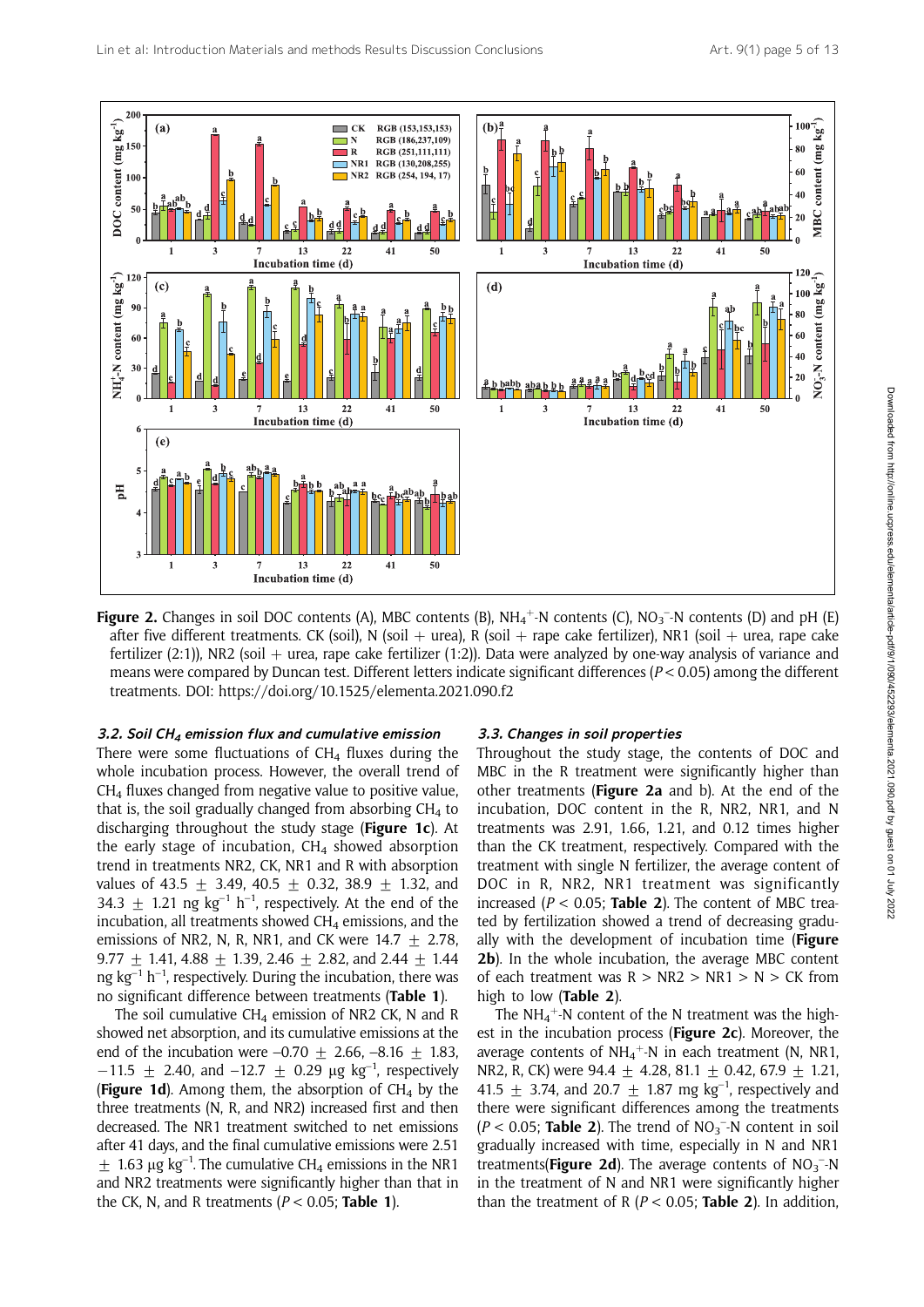**Figure 2.** Changes in soil DOC contents (A), MBC contents (B), $NH_4^+$-N contents (C), $NO_3^-$-N contents (D) and pH (E) after five different treatments. CK (soil), N (soil + urea), R (soil + rape cake fertilizer), NR1 (soil + urea, rape cake fertilizer (2:1)), NR2 (soil + urea, rape cake fertilizer (1:2)). Data were analyzed by one-way analysis of variance and means were compared by Duncan test. Different letters indicate significant differences ($P < 0.05$) among the different treatments. DOI: https://doi.org/10.1525/elementa.2021.090.f2

### 3.2. Soil $CH_4$ emission flux and cumulative emission

There were some fluctuations of $CH_4$ fluxes during the whole incubation process. However, the overall trend of $CH_4$ fluxes changed from negative value to positive value, that is, the soil gradually changed from absorbing $CH_4$ to discharging throughout the study stage (**Figure 1c**). At the early stage of incubation, $CH_4$ showed absorption trend in treatments NR2, CK, NR1 and R with absorption values of 43.5 ± 3.49, 40.5 ± 0.32, 38.9 ± 1.32, and 34.3 ± 1.21 ng $kg^{-1}$ $h^{-1}$, respectively. At the end of the incubation, all treatments showed $CH_4$ emissions, and the emissions of NR2, N, R, NR1, and CK were 14.7 ± 2.78, 9.77 ± 1.41, 4.88 ± 1.39, 2.46 ± 2.82, and 2.44 ± 1.44 ng $kg^{-1}$ $h^{-1}$, respectively. During the incubation, there was no significant difference between treatments (**Table 1**).

The soil cumulative $CH_4$ emission of NR2 CK, N and R showed net absorption, and its cumulative emissions at the end of the incubation were –0.70 ± 2.66, –8.16 ± 1.83, −11.5 ± 2.40, and −12.7 ± 0.29 μg $kg^{-1}$, respectively (**Figure 1d**). Among them, the absorption of $CH_4$ by the three treatments (N, R, and NR2) increased first and then decreased. The NR1 treatment switched to net emissions after 41 days, and the final cumulative emissions were 2.51 ± 1.63 μg $kg^{-1}$. The cumulative $CH_4$ emissions in the NR1 and NR2 treatments were significantly higher than that in the CK, N, and R treatments ($P < 0.05$; **Table 1**).

### 3.3. Changes in soil properties

Throughout the study stage, the contents of DOC and MBC in the R treatment were significantly higher than other treatments (**Figure 2a** and b). At the end of the incubation, DOC content in the R, NR2, NR1, and N treatments was 2.91, 1.66, 1.21, and 0.12 times higher than the CK treatment, respectively. Compared with the treatment with single N fertilizer, the average content of DOC in R, NR2, NR1 treatment was significantly increased ($P < 0.05$; **Table 2**). The content of MBC treated by fertilization showed a trend of decreasing gradually with the development of incubation time (**Figure 2b**). In the whole incubation, the average MBC content of each treatment was R > NR2 > NR1 > N > CK from high to low (**Table 2**).

The $NH_4^+$-N content of the N treatment was the highest in the incubation process (**Figure 2c**). Moreover, the average contents of $NH_4^+$-N in each treatment (N, NR1, NR2, R, CK) were 94.4 ± 4.28, 81.1 ± 0.42, 67.9 ± 1.21, 41.5 ± 3.74, and 20.7 ± 1.87 mg $kg^{-1}$, respectively and there were significant differences among the treatments ($P < 0.05$; **Table 2**). The trend of $NO_3^-$-N content in soil gradually increased with time, especially in N and NR1 treatments(**Figure 2d**). The average contents of $NO_3^-$-N in the treatment of N and NR1 were significantly higher than the treatment of R ($P < 0.05$; **Table 2**). In addition,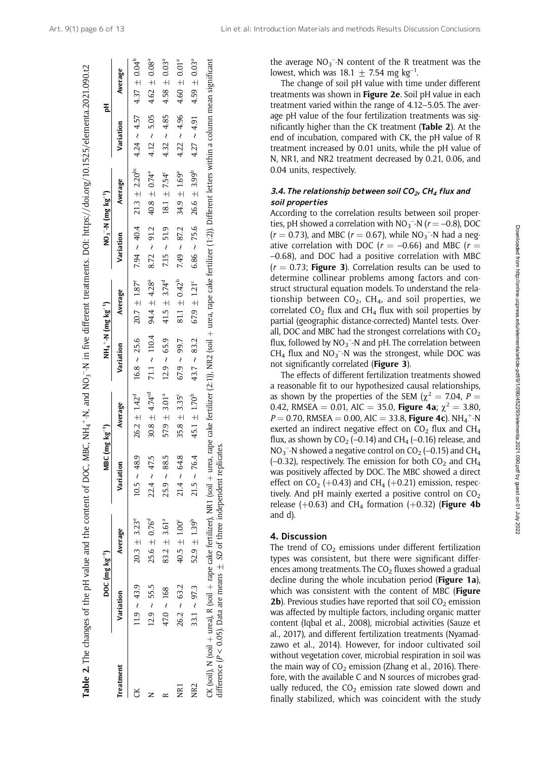**Table 2.** The changes of the pH value and the content of DOC, MBC, $NH_4^+$-N, and $NO_3^-$-N in five different treatments. DOI: https://doi.org/10.1525/elementa.2021.090.t2

| Treatment | DOC (mg kg$^{-1}$) | | MBC (mg kg$^{-1}$) | | $NH_4^+$-N (mg kg$^{-1}$) | | $NO_3^-$-N (mg kg$^{-1}$) | | pH | |
|---|---|---|---|---|---|---|---|---|---|---|
| | Variation | Average | Variation | Average | Variation | Average | Variation | Average | Variation | Average |
| CK | 11.9 ~ 43.9 | 20.3 ± 3.23$^{e}$ | 10.5 ~ 48.9 | 26.2 ± 1.42$^{d}$ | 16.8 ~ 25.6 | 20.7 ± 1.87$^{e}$ | 7.94 ~ 40.4 | 21.3 ± 2.20$^{bc}$ | 4.24 ~ 4.57 | 4.37 ± 0.04$^{b}$ |
| N | 12.9 ~ 55.5 | 25.6 ± 0.76$^{d}$ | 22.4 ~ 47.5 | 30.8 ± 4.74$^{cd}$ | 71.1 ~ 110.4 | 94.4 ± 4.28$^{a}$ | 8.72 ~ 91.2 | 40.8 ± 0.74$^{a}$ | 4.12 ~ 5.05 | 4.62 ± 0.08$^{a}$ |
| R | 47.0 ~ 168 | 83.2 ± 3.61$^{a}$ | 25.9 ~ 88.5 | 57.9 ± 3.01$^{a}$ | 12.9 ~ 65.9 | 41.5 ± 3.74$^{d}$ | 7.15 ~ 51.9 | 18.1 ± 7.54$^{c}$ | 4.32 ~ 4.85 | 4.58 ± 0.03$^{a}$ |
| NR1 | 26.2 ~ 63.2 | 40.5 ± 1.00$^{c}$ | 21.4 ~ 64.8 | 35.8 ± 3.35$^{c}$ | 67.9 ~ 99.7 | 81.1 ± 0.42$^{b}$ | 7.49 ~ 87.2 | 34.9 ± 1.69$^{a}$ | 4.22 ~ 4.96 | 4.60 ± 0.01$^{a}$ |
| NR2 | 33.1 ~ 97.3 | 52.9 ± 1.39$^{b}$ | 21.5 ~ 76.4 | 45.1 ± 1.70$^{b}$ | 43.7 ~ 83.2 | 67.9 ± 1.21$^{c}$ | 6.86 ~ 75.6 | 26.6 ± 3.99$^{b}$ | 4.27 ~ 4.91 | 4.59 ± 0.03$^{a}$ |

CK (soil), N (soil + urea), R (soil + rape cake fertilizer), NR1 (soil + urea, rape cake fertilizer (2:1)), NR2 (soil + urea, rape cake fertilizer (1:2)). Different letters within a column mean significant difference ($P < 0.05$). Data are means ± SD of three independent replicates.

the average $NO_3^-$-N content of the R treatment was the lowest, which was 18.1 ± 7.54 mg kg$^{-1}$.

The change of soil pH value with time under different treatments was shown in **Figure 2e**. Soil pH value in each treatment varied within the range of 4.12–5.05. The average pH value of the four fertilization treatments was significantly higher than the CK treatment (**Table 2**). At the end of incubation, compared with CK, the pH value of R treatment increased by 0.01 units, while the pH value of N, NR1, and NR2 treatment decreased by 0.21, 0.06, and 0.04 units, respectively.

### 3.4. The relationship between soil $CO_2$, $CH_4$ flux and soil properties

According to the correlation results between soil properties, pH showed a correlation with $NO_3^-$-N ($r = -0.8$), DOC ($r = 0.73$), and MBC ($r = 0.67$), while $NO_3^-$-N had a negative correlation with DOC ($r = -0.66$) and MBC ($r = -0.68$), and DOC had a positive correlation with MBC ($r = 0.73$; **Figure 3**). Correlation results can be used to determine collinear problems among factors and construct structural equation models. To understand the relationship between $CO_2$, $CH_4$, and soil properties, we correlated $CO_2$ flux and $CH_4$ flux with soil properties by partial (geographic distance-corrected) Mantel tests. Overall, DOC and MBC had the strongest correlations with $CO_2$ flux, followed by $NO_3^-$-N and pH. The correlation between $CH_4$ flux and $NO_3^-$-N was the strongest, while DOC was not significantly correlated (**Figure 3**).

The effects of different fertilization treatments showed a reasonable fit to our hypothesized causal relationships, as shown by the properties of the SEM ($\chi^2 = 7.04$, $P = 0.42$, RMSEA = 0.01, AIC = 35.0, **Figure 4a**; $\chi^2 = 3.80$, $P = 0.70$, RMSEA = 0.00, AIC = 33.8, **Figure 4c**). $NH_4^+$-N exerted an indirect negative effect on $CO_2$ flux and $CH_4$ flux, as shown by $CO_2$ (–0.14) and $CH_4$ (–0.16) release, and $NO_3^-$-N showed a negative control on $CO_2$ (–0.15) and $CH_4$ (–0.32), respectively. The emission for both $CO_2$ and $CH_4$ was positively affected by DOC. The MBC showed a direct effect on $CO_2$ (+0.43) and $CH_4$ (+0.21) emission, respectively. And pH mainly exerted a positive control on $CO_2$ release (+0.63) and $CH_4$ formation (+0.32) (**Figure 4b** and d).

## 4. Discussion

The trend of $CO_2$ emissions under different fertilization types was consistent, but there were significant differences among treatments. The $CO_2$ fluxes showed a gradual decline during the whole incubation period (**Figure 1a**), which was consistent with the content of MBC (**Figure 2b**). Previous studies have reported that soil $CO_2$ emission was affected by multiple factors, including organic matter content (Iqbal et al., 2008), microbial activities (Sauze et al., 2017), and different fertilization treatments (Nyamadzawo et al., 2014). However, for indoor cultivated soil without vegetation cover, microbial respiration in soil was the main way of $CO_2$ emission (Zhang et al., 2016). Therefore, with the available C and N sources of microbes gradually reduced, the $CO_2$ emission rate slowed down and finally stabilized, which was coincident with the study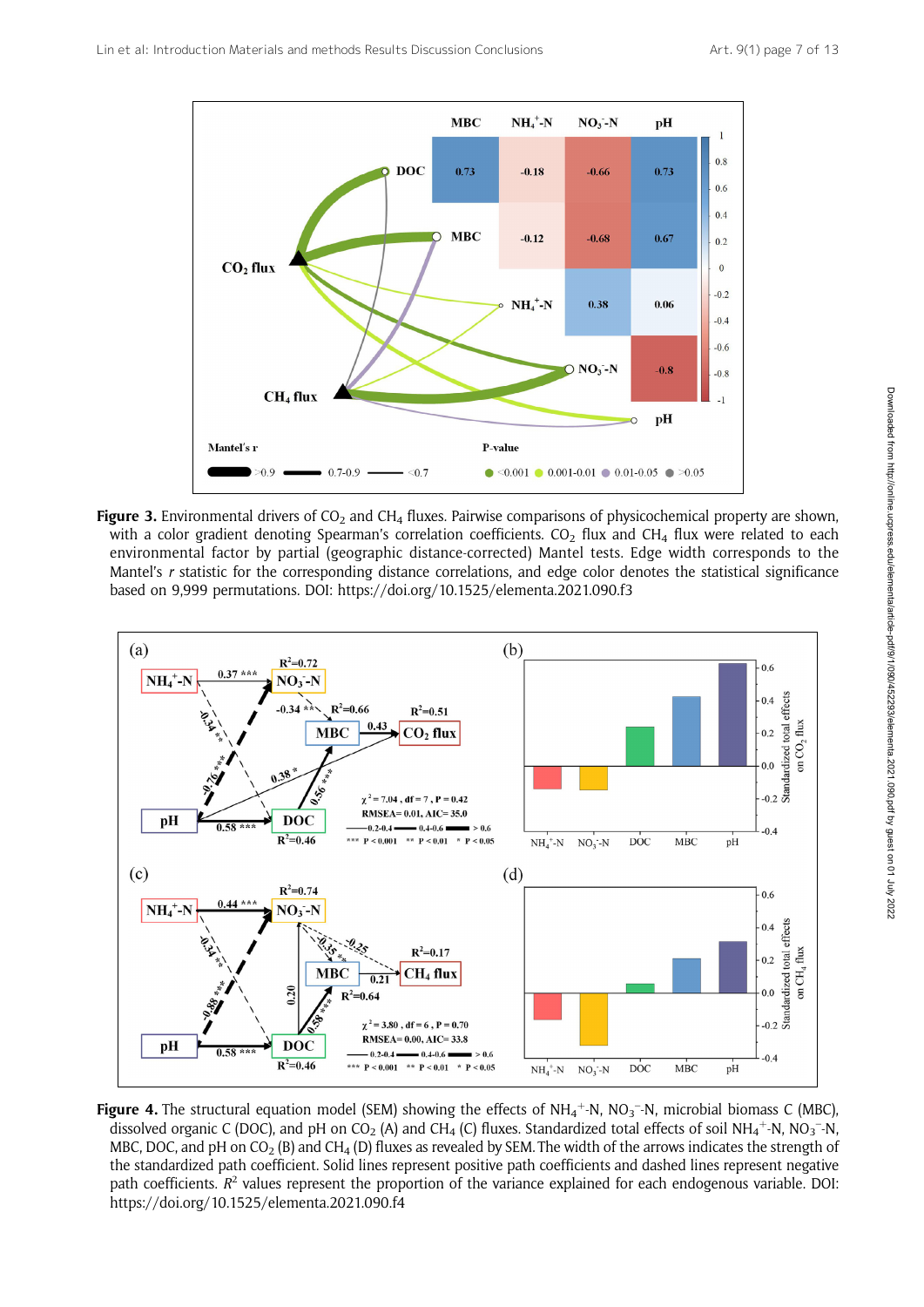**Figure 3.** Environmental drivers of $CO_2$ and $CH_4$ fluxes. Pairwise comparisons of physicochemical property are shown, with a color gradient denoting Spearman's correlation coefficients. $CO_2$ flux and $CH_4$ flux were related to each environmental factor by partial (geographic distance-corrected) Mantel tests. Edge width corresponds to the Mantel's $r$ statistic for the corresponding distance correlations, and edge color denotes the statistical significance based on 9,999 permutations. DOI: https://doi.org/10.1525/elementa.2021.090.f3

**Figure 4.** The structural equation model (SEM) showing the effects of $NH_4^+$-N, $NO_3^-$-N, microbial biomass C (MBC), dissolved organic C (DOC), and pH on $CO_2$ (A) and $CH_4$ (C) fluxes. Standardized total effects of soil $NH_4^+$-N, $NO_3^-$-N, MBC, DOC, and pH on $CO_2$ (B) and $CH_4$ (D) fluxes as revealed by SEM. The width of the arrows indicates the strength of the standardized path coefficient. Solid lines represent positive path coefficients and dashed lines represent negative path coefficients. $R^2$ values represent the proportion of the variance explained for each endogenous variable. DOI: https://doi.org/10.1525/elementa.2021.090.f4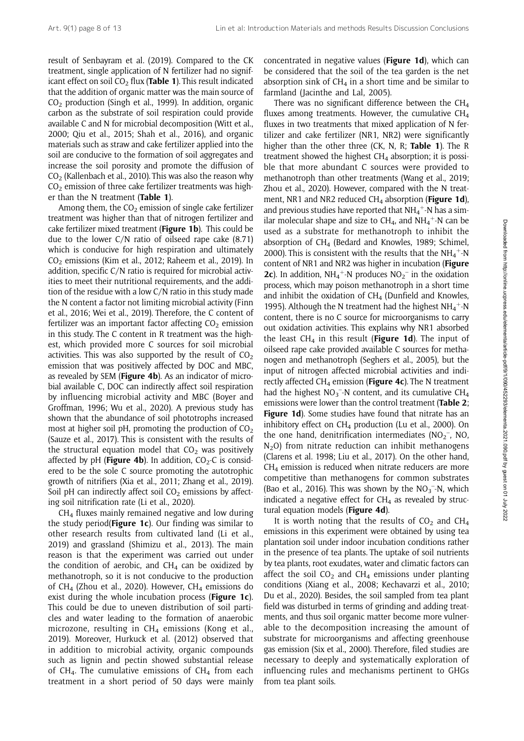result of Senbayram et al. (2019). Compared to the CK treatment, single application of N fertilizer had no significant effect on soil $CO_2$ flux (**Table 1**). This result indicated that the addition of organic matter was the main source of $CO_2$ production (Singh et al., 1999). In addition, organic carbon as the substrate of soil respiration could provide available C and N for microbial decomposition (Witt et al., 2000; Qiu et al., 2015; Shah et al., 2016), and organic materials such as straw and cake fertilizer applied into the soil are conducive to the formation of soil aggregates and increase the soil porosity and promote the diffusion of $CO_2$ (Kallenbach et al., 2010). This was also the reason why $CO_2$ emission of three cake fertilizer treatments was higher than the N treatment (**Table 1**).

Among them, the $CO_2$ emission of single cake fertilizer treatment was higher than that of nitrogen fertilizer and cake fertilizer mixed treatment (**Figure 1b**). This could be due to the lower C/N ratio of oilseed rape cake (8.71) which is conducive for high respiration and ultimately $CO_2$ emissions (Kim et al., 2012; Raheem et al., 2019). In addition, specific C/N ratio is required for microbial activities to meet their nutritional requirements, and the addition of the residue with a low C/N ratio in this study made the N content a factor not limiting microbial activity (Finn et al., 2016; Wei et al., 2019). Therefore, the C content of fertilizer was an important factor affecting $CO_2$ emission in this study. The C content in R treatment was the highest, which provided more C sources for soil microbial activities. This was also supported by the result of $CO_2$ emission that was positively affected by DOC and MBC, as revealed by SEM (**Figure 4b**). As an indicator of microbial available C, DOC can indirectly affect soil respiration by influencing microbial activity and MBC (Boyer and Groffman, 1996; Wu et al., 2020). A previous study has shown that the abundance of soil phototrophs increased most at higher soil pH, promoting the production of $CO_2$ (Sauze et al., 2017). This is consistent with the results of the structural equation model that $CO_2$ was positively affected by pH (**Figure 4b**). In addition, $CO_2$-C is considered to be the sole C source promoting the autotrophic growth of nitrifiers (Xia et al., 2011; Zhang et al., 2019). Soil pH can indirectly affect soil $CO_2$ emissions by affecting soil nitrification rate (Li et al., 2020).

$CH_4$ fluxes mainly remained negative and low during the study period(**Figure 1c**). Our finding was similar to other research results from cultivated land (Li et al., 2019) and grassland (Shimizu et al., 2013). The main reason is that the experiment was carried out under the condition of aerobic, and $CH_4$ can be oxidized by methanotroph, so it is not conducive to the production of $CH_4$ (Zhou et al., 2020). However, $CH_4$ emissions do exist during the whole incubation process (**Figure 1c**). This could be due to uneven distribution of soil particles and water leading to the formation of anaerobic microzone, resulting in $CH_4$ emissions (Kong et al., 2019). Moreover, Hurkuck et al. (2012) observed that in addition to microbial activity, organic compounds such as lignin and pectin showed substantial release of $CH_4$. The cumulative emissions of $CH_4$ from each treatment in a short period of 50 days were mainly concentrated in negative values (**Figure 1d**), which can be considered that the soil of the tea garden is the net absorption sink of $CH_4$ in a short time and be similar to farmland (Jacinthe and Lal, 2005).

There was no significant difference between the $CH_4$ fluxes among treatments. However, the cumulative $CH_4$ fluxes in two treatments that mixed application of N fertilizer and cake fertilizer (NR1, NR2) were significantly higher than the other three (CK, N, R; **Table 1**). The R treatment showed the highest $CH_4$ absorption; it is possible that more abundant C sources were provided to methanotroph than other treatments (Wang et al., 2019; Zhou et al., 2020). However, compared with the N treatment, NR1 and NR2 reduced $CH_4$ absorption (**Figure 1d**), and previous studies have reported that $NH_4^+$-N has a similar molecular shape and size to $CH_4$, and $NH_4^+$-N can be used as a substrate for methanotroph to inhibit the absorption of $CH_4$ (Bedard and Knowles, 1989; Schimel, 2000). This is consistent with the results that the $NH_4^+$-N content of NR1 and NR2 was higher in incubation (**Figure 2c**). In addition, $NH_4^+$-N produces $NO_2^-$ in the oxidation process, which may poison methanotroph in a short time and inhibit the oxidation of $CH_4$ (Dunfield and Knowles, 1995). Although the N treatment had the highest $NH_4^+$-N content, there is no C source for microorganisms to carry out oxidation activities. This explains why NR1 absorbed the least $CH_4$ in this result (**Figure 1d**). The input of oilseed rape cake provided available C sources for methanogen and methanotroph (Seghers et al., 2005), but the input of nitrogen affected microbial activities and indirectly affected $CH_4$ emission (**Figure 4c**). The N treatment had the highest $NO_3^-$-N content, and its cumulative $CH_4$ emissions were lower than the control treatment (**Table 2**; **Figure 1d**). Some studies have found that nitrate has an inhibitory effect on $CH_4$ production (Lu et al., 2000). On the one hand, denitrification intermediates ($NO_2^-$, NO, $N_2O$) from nitrate reduction can inhibit methanogens (Clarens et al. 1998; Liu et al., 2017). On the other hand, $CH_4$ emission is reduced when nitrate reducers are more competitive than methanogens for common substrates (Bao et al., 2016). This was shown by the $NO_3^-$-N, which indicated a negative effect for $CH_4$ as revealed by structural equation models (**Figure 4d**).

It is worth noting that the results of $CO_2$ and $CH_4$ emissions in this experiment were obtained by using tea plantation soil under indoor incubation conditions rather in the presence of tea plants. The uptake of soil nutrients by tea plants, root exudates, water and climatic factors can affect the soil $CO_2$ and $CH_4$ emissions under planting conditions (Xiang et al., 2008; Kechavarzi et al., 2010; Du et al., 2020). Besides, the soil sampled from tea plant field was disturbed in terms of grinding and adding treatments, and thus soil organic matter become more vulnerable to the decomposition increasing the amount of substrate for microorganisms and affecting greenhouse gas emission (Six et al., 2000). Therefore, filed studies are necessary to deeply and systematically exploration of influencing rules and mechanisms pertinent to GHGs from tea plant soils.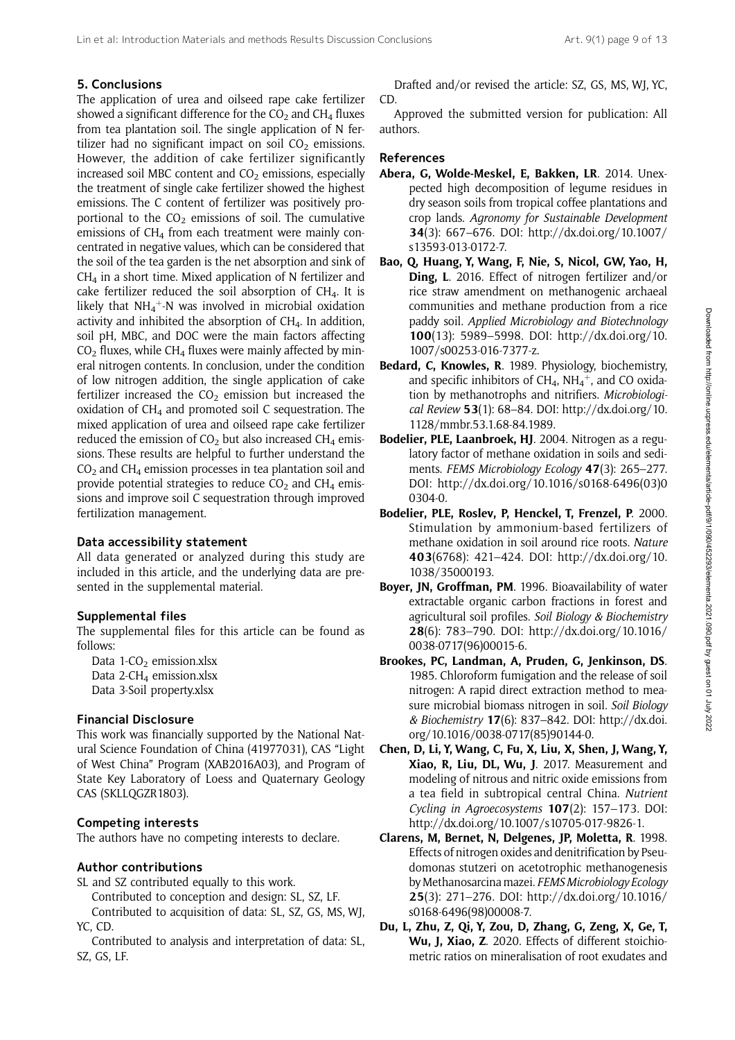## 5. Conclusions

The application of urea and oilseed rape cake fertilizer showed a significant difference for the $CO_2$ and $CH_4$ fluxes from tea plantation soil. The single application of N fertilizer had no significant impact on soil $CO_2$ emissions. However, the addition of cake fertilizer significantly increased soil MBC content and $CO_2$ emissions, especially the treatment of single cake fertilizer showed the highest emissions. The C content of fertilizer was positively proportional to the $CO_2$ emissions of soil. The cumulative emissions of $CH_4$ from each treatment were mainly concentrated in negative values, which can be considered that the soil of the tea garden is the net absorption and sink of $CH_4$ in a short time. Mixed application of N fertilizer and cake fertilizer reduced the soil absorption of $CH_4$. It is likely that $NH_4^+$-N was involved in microbial oxidation activity and inhibited the absorption of $CH_4$. In addition, soil pH, MBC, and DOC were the main factors affecting $CO_2$ fluxes, while $CH_4$ fluxes were mainly affected by mineral nitrogen contents. In conclusion, under the condition of low nitrogen addition, the single application of cake fertilizer increased the $CO_2$ emission but increased the oxidation of $CH_4$ and promoted soil C sequestration. The mixed application of urea and oilseed rape cake fertilizer reduced the emission of $CO_2$ but also increased $CH_4$ emissions. These results are helpful to further understand the $CO_2$ and $CH_4$ emission processes in tea plantation soil and provide potential strategies to reduce $CO_2$ and $CH_4$ emissions and improve soil C sequestration through improved fertilization management.

### Data accessibility statement

All data generated or analyzed during this study are included in this article, and the underlying data are presented in the supplemental material.

### Supplemental files

The supplemental files for this article can be found as follows:

Data 1-$CO_2$ emission.xlsx
Data 2-$CH_4$ emission.xlsx
Data 3-Soil property.xlsx

### Financial Disclosure

This work was financially supported by the National Natural Science Foundation of China (41977031), CAS "Light of West China" Program (XAB2016A03), and Program of State Key Laboratory of Loess and Quaternary Geology CAS (SKLLQGZR1803).

### Competing interests

The authors have no competing interests to declare.

### Author contributions

SL and SZ contributed equally to this work.

Contributed to conception and design: SL, SZ, LF.

Contributed to acquisition of data: SL, SZ, GS, MS, WJ, YC, CD.

Contributed to analysis and interpretation of data: SL, SZ, GS, LF.

Drafted and/or revised the article: SZ, GS, MS, WJ, YC, CD.

Approved the submitted version for publication: All authors.

### References

**Abera, G, Wolde-Meskel, E, Bakken, LR**. 2014. Unexpected high decomposition of legume residues in dry season soils from tropical coffee plantations and crop lands. *Agronomy for Sustainable Development* **34**(3): 667–676. DOI: http://dx.doi.org/10.1007/s13593-013-0172-7.

**Bao, Q, Huang, Y, Wang, F, Nie, S, Nicol, GW, Yao, H, Ding, L**. 2016. Effect of nitrogen fertilizer and/or rice straw amendment on methanogenic archaeal communities and methane production from a rice paddy soil. *Applied Microbiology and Biotechnology* **100**(13): 5989–5998. DOI: http://dx.doi.org/10.1007/s00253-016-7377-z.

**Bedard, C, Knowles, R**. 1989. Physiology, biochemistry, and specific inhibitors of $CH_4$, $NH_4^+$, and CO oxidation by methanotrophs and nitrifiers. *Microbiological Review* **53**(1): 68–84. DOI: http://dx.doi.org/10.1128/mmbr.53.1.68-84.1989.

**Bodelier, PLE, Laanbroek, HJ**. 2004. Nitrogen as a regulatory factor of methane oxidation in soils and sediments. *FEMS Microbiology Ecology* **47**(3): 265–277. DOI: http://dx.doi.org/10.1016/s0168-6496(03)00304-0.

**Bodelier, PLE, Roslev, P, Henckel, T, Frenzel, P**. 2000. Stimulation by ammonium-based fertilizers of methane oxidation in soil around rice roots. *Nature* **403**(6768): 421–424. DOI: http://dx.doi.org/10.1038/35000193.

**Boyer, JN, Groffman, PM**. 1996. Bioavailability of water extractable organic carbon fractions in forest and agricultural soil profiles. *Soil Biology & Biochemistry* **28**(6): 783–790. DOI: http://dx.doi.org/10.1016/0038-0717(96)00015-6.

**Brookes, PC, Landman, A, Pruden, G, Jenkinson, DS**. 1985. Chloroform fumigation and the release of soil nitrogen: A rapid direct extraction method to measure microbial biomass nitrogen in soil. *Soil Biology & Biochemistry* **17**(6): 837–842. DOI: http://dx.doi.org/10.1016/0038-0717(85)90144-0.

**Chen, D, Li, Y, Wang, C, Fu, X, Liu, X, Shen, J, Wang, Y, Xiao, R, Liu, DL, Wu, J**. 2017. Measurement and modeling of nitrous and nitric oxide emissions from a tea field in subtropical central China. *Nutrient Cycling in Agroecosystems* **107**(2): 157–173. DOI: http://dx.doi.org/10.1007/s10705-017-9826-1.

**Clarens, M, Bernet, N, Delgenes, JP, Moletta, R**. 1998. Effects of nitrogen oxides and denitrification by Pseudomonas stutzeri on acetotrophic methanogenesis by Methanosarcina mazei. *FEMS Microbiology Ecology* **25**(3): 271–276. DOI: http://dx.doi.org/10.1016/s0168-6496(98)00008-7.

**Du, L, Zhu, Z, Qi, Y, Zou, D, Zhang, G, Zeng, X, Ge, T, Wu, J, Xiao, Z**. 2020. Effects of different stoichiometric ratios on mineralisation of root exudates and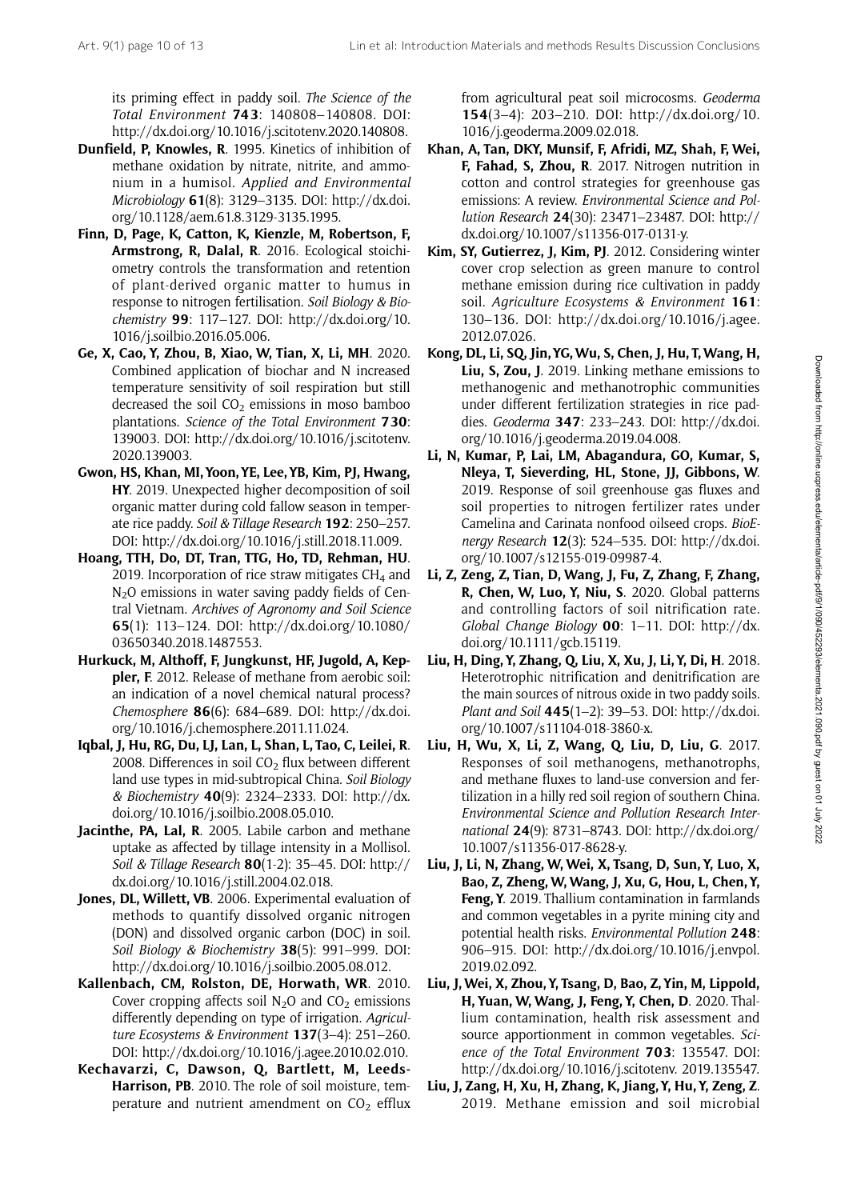its priming effect in paddy soil. *The Science of the Total Environment* **743**: 140808–140808. DOI: http://dx.doi.org/10.1016/j.scitotenv.2020.140808.

**Dunfield, P, Knowles, R**. 1995. Kinetics of inhibition of methane oxidation by nitrate, nitrite, and ammonium in a humisol. *Applied and Environmental Microbiology* **61**(8): 3129–3135. DOI: http://dx.doi.org/10.1128/aem.61.8.3129-3135.1995.

**Finn, D, Page, K, Catton, K, Kienzle, M, Robertson, F, Armstrong, R, Dalal, R**. 2016. Ecological stoichiometry controls the transformation and retention of plant-derived organic matter to humus in response to nitrogen fertilisation. *Soil Biology & Biochemistry* **99**: 117–127. DOI: http://dx.doi.org/10.1016/j.soilbio.2016.05.006.

**Ge, X, Cao, Y, Zhou, B, Xiao, W, Tian, X, Li, MH**. 2020. Combined application of biochar and N increased temperature sensitivity of soil respiration but still decreased the soil $CO_2$ emissions in moso bamboo plantations. *Science of the Total Environment* **730**: 139003. DOI: http://dx.doi.org/10.1016/j.scitotenv.2020.139003.

**Gwon, HS, Khan, MI, Yoon, YE, Lee, YB, Kim, PJ, Hwang, HY**. 2019. Unexpected higher decomposition of soil organic matter during cold fallow season in temperate rice paddy. *Soil & Tillage Research* **192**: 250–257. DOI: http://dx.doi.org/10.1016/j.still.2018.11.009.

**Hoang, TTH, Do, DT, Tran, TTG, Ho, TD, Rehman, HU**. 2019. Incorporation of rice straw mitigates $CH_4$ and $N_2O$ emissions in water saving paddy fields of Central Vietnam. *Archives of Agronomy and Soil Science* **65**(1): 113–124. DOI: http://dx.doi.org/10.1080/03650340.2018.1487553.

**Hurkuck, M, Althoff, F, Jungkunst, HF, Jugold, A, Keppler, F**. 2012. Release of methane from aerobic soil: an indication of a novel chemical natural process? *Chemosphere* **86**(6): 684–689. DOI: http://dx.doi.org/10.1016/j.chemosphere.2011.11.024.

**Iqbal, J, Hu, RG, Du, LJ, Lan, L, Shan, L, Tao, C, Leilei, R**. 2008. Differences in soil $CO_2$ flux between different land use types in mid-subtropical China. *Soil Biology & Biochemistry* **40**(9): 2324–2333. DOI: http://dx.doi.org/10.1016/j.soilbio.2008.05.010.

**Jacinthe, PA, Lal, R**. 2005. Labile carbon and methane uptake as affected by tillage intensity in a Mollisol. *Soil & Tillage Research* **80**(1-2): 35–45. DOI: http://dx.doi.org/10.1016/j.still.2004.02.018.

**Jones, DL, Willett, VB**. 2006. Experimental evaluation of methods to quantify dissolved organic nitrogen (DON) and dissolved organic carbon (DOC) in soil. *Soil Biology & Biochemistry* **38**(5): 991–999. DOI: http://dx.doi.org/10.1016/j.soilbio.2005.08.012.

**Kallenbach, CM, Rolston, DE, Horwath, WR**. 2010. Cover cropping affects soil $N_2O$ and $CO_2$ emissions differently depending on type of irrigation. *Agriculture Ecosystems & Environment* **137**(3–4): 251–260. DOI: http://dx.doi.org/10.1016/j.agee.2010.02.010.

**Kechavarzi, C, Dawson, Q, Bartlett, M, Leeds-Harrison, PB**. 2010. The role of soil moisture, temperature and nutrient amendment on $CO_2$ efflux from agricultural peat soil microcosms. *Geoderma* **154**(3–4): 203–210. DOI: http://dx.doi.org/10.1016/j.geoderma.2009.02.018.

**Khan, A, Tan, DKY, Munsif, F, Afridi, MZ, Shah, F, Wei, F, Fahad, S, Zhou, R**. 2017. Nitrogen nutrition in cotton and control strategies for greenhouse gas emissions: A review. *Environmental Science and Pollution Research* **24**(30): 23471–23487. DOI: http://dx.doi.org/10.1007/s11356-017-0131-y.

**Kim, SY, Gutierrez, J, Kim, PJ**. 2012. Considering winter cover crop selection as green manure to control methane emission during rice cultivation in paddy soil. *Agriculture Ecosystems & Environment* **161**: 130–136. DOI: http://dx.doi.org/10.1016/j.agee.2012.07.026.

**Kong, DL, Li, SQ, Jin, YG, Wu, S, Chen, J, Hu, T, Wang, H, Liu, S, Zou, J**. 2019. Linking methane emissions to methanogenic and methanotrophic communities under different fertilization strategies in rice paddies. *Geoderma* **347**: 233–243. DOI: http://dx.doi.org/10.1016/j.geoderma.2019.04.008.

**Li, N, Kumar, P, Lai, LM, Abagandura, GO, Kumar, S, Nleya, T, Sieverding, HL, Stone, JJ, Gibbons, W**. 2019. Response of soil greenhouse gas fluxes and soil properties to nitrogen fertilizer rates under Camelina and Carinata nonfood oilseed crops. *BioEnergy Research* **12**(3): 524–535. DOI: http://dx.doi.org/10.1007/s12155-019-09987-4.

**Li, Z, Zeng, Z, Tian, D, Wang, J, Fu, Z, Zhang, F, Zhang, R, Chen, W, Luo, Y, Niu, S**. 2020. Global patterns and controlling factors of soil nitrification rate. *Global Change Biology* **00**: 1–11. DOI: http://dx.doi.org/10.1111/gcb.15119.

**Liu, H, Ding, Y, Zhang, Q, Liu, X, Xu, J, Li, Y, Di, H**. 2018. Heterotrophic nitrification and denitrification are the main sources of nitrous oxide in two paddy soils. *Plant and Soil* **445**(1–2): 39–53. DOI: http://dx.doi.org/10.1007/s11104-018-3860-x.

**Liu, H, Wu, X, Li, Z, Wang, Q, Liu, D, Liu, G**. 2017. Responses of soil methanogens, methanotrophs, and methane fluxes to land-use conversion and fertilization in a hilly red soil region of southern China. *Environmental Science and Pollution Research International* **24**(9): 8731–8743. DOI: http://dx.doi.org/10.1007/s11356-017-8628-y.

**Liu, J, Li, N, Zhang, W, Wei, X, Tsang, D, Sun, Y, Luo, X, Bao, Z, Zheng, W, Wang, J, Xu, G, Hou, L, Chen, Y, Feng, Y**. 2019. Thallium contamination in farmlands and common vegetables in a pyrite mining city and potential health risks. *Environmental Pollution* **248**: 906–915. DOI: http://dx.doi.org/10.1016/j.envpol.2019.02.092.

**Liu, J, Wei, X, Zhou, Y, Tsang, D, Bao, Z, Yin, M, Lippold, H, Yuan, W, Wang, J, Feng, Y, Chen, D**. 2020. Thallium contamination, health risk assessment and source apportionment in common vegetables. *Science of the Total Environment* **703**: 135547. DOI: http://dx.doi.org/10.1016/j.scitotenv.2019.135547.

**Liu, J, Zang, H, Xu, H, Zhang, K, Jiang, Y, Hu, Y, Zeng, Z**. 2019. Methane emission and soil microbial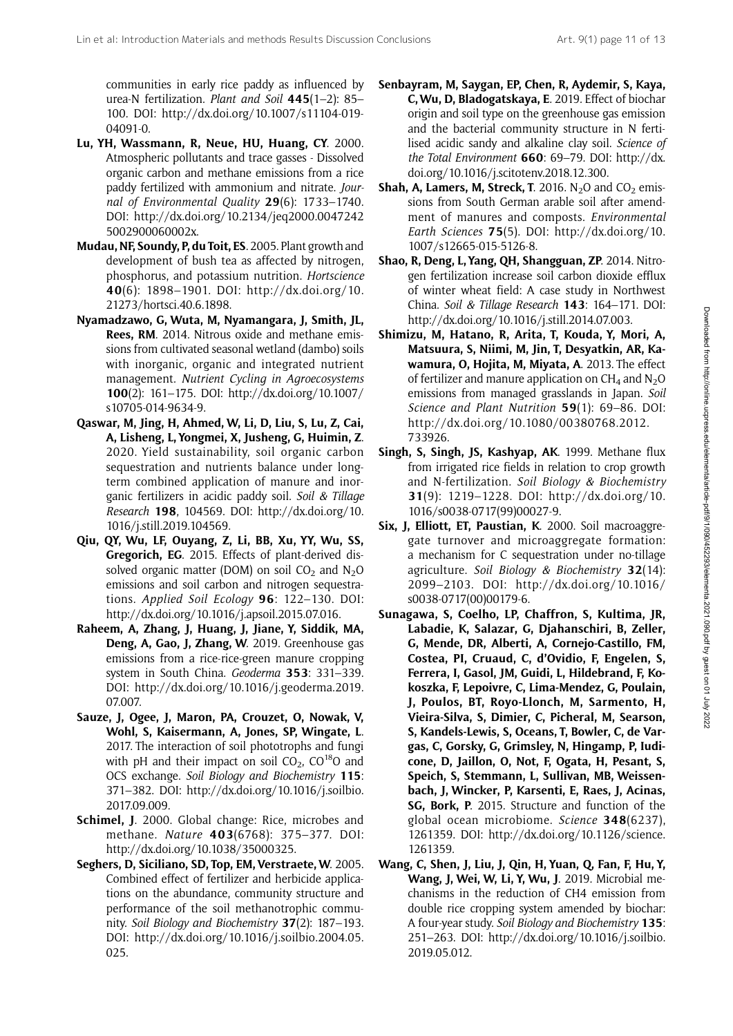communities in early rice paddy as influenced by urea-N fertilization. *Plant and Soil* **445**(1–2): 85–100. DOI: http://dx.doi.org/10.1007/s11104-019-04091-0.

**Lu, YH, Wassmann, R, Neue, HU, Huang, CY**. 2000. Atmospheric pollutants and trace gasses - Dissolved organic carbon and methane emissions from a rice paddy fertilized with ammonium and nitrate. *Journal of Environmental Quality* **29**(6): 1733–1740. DOI: http://dx.doi.org/10.2134/jeq2000.00472425002900060002x.

**Mudau, NF, Soundy, P, du Toit, ES**. 2005. Plant growth and development of bush tea as affected by nitrogen, phosphorus, and potassium nutrition. *Hortscience* **40**(6): 1898–1901. DOI: http://dx.doi.org/10.21273/hortsci.40.6.1898.

**Nyamadzawo, G, Wuta, M, Nyamangara, J, Smith, JL, Rees, RM**. 2014. Nitrous oxide and methane emissions from cultivated seasonal wetland (dambo) soils with inorganic, organic and integrated nutrient management. *Nutrient Cycling in Agroecosystems* **100**(2): 161–175. DOI: http://dx.doi.org/10.1007/s10705-014-9634-9.

**Qaswar, M, Jing, H, Ahmed, W, Li, D, Liu, S, Lu, Z, Cai, A, Lisheng, L, Yongmei, X, Jusheng, G, Huimin, Z**. 2020. Yield sustainability, soil organic carbon sequestration and nutrients balance under long-term combined application of manure and inorganic fertilizers in acidic paddy soil. *Soil & Tillage Research* **198**, 104569. DOI: http://dx.doi.org/10.1016/j.still.2019.104569.

**Qiu, QY, Wu, LF, Ouyang, Z, Li, BB, Xu, YY, Wu, SS, Gregorich, EG**. 2015. Effects of plant-derived dissolved organic matter (DOM) on soil $CO_2$ and $N_2O$ emissions and soil carbon and nitrogen sequestrations. *Applied Soil Ecology* **96**: 122–130. DOI: http://dx.doi.org/10.1016/j.apsoil.2015.07.016.

**Raheem, A, Zhang, J, Huang, J, Jiane, Y, Siddik, MA, Deng, A, Gao, J, Zhang, W**. 2019. Greenhouse gas emissions from a rice-rice-green manure cropping system in South China. *Geoderma* **353**: 331–339. DOI: http://dx.doi.org/10.1016/j.geoderma.2019.07.007.

**Sauze, J, Ogee, J, Maron, PA, Crouzet, O, Nowak, V, Wohl, S, Kaisermann, A, Jones, SP, Wingate, L**. 2017. The interaction of soil phototrophs and fungi with pH and their impact on soil $CO_2$, $CO^{18}O$ and OCS exchange. *Soil Biology and Biochemistry* **115**: 371–382. DOI: http://dx.doi.org/10.1016/j.soilbio.2017.09.009.

**Schimel, J**. 2000. Global change: Rice, microbes and methane. *Nature* **403**(6768): 375–377. DOI: http://dx.doi.org/10.1038/35000325.

**Seghers, D, Siciliano, SD, Top, EM, Verstraete, W**. 2005. Combined effect of fertilizer and herbicide applications on the abundance, community structure and performance of the soil methanotrophic community. *Soil Biology and Biochemistry* **37**(2): 187–193. DOI: http://dx.doi.org/10.1016/j.soilbio.2004.05.025.

**Senbayram, M, Saygan, EP, Chen, R, Aydemir, S, Kaya, C, Wu, D, Bladogatskaya, E**. 2019. Effect of biochar origin and soil type on the greenhouse gas emission and the bacterial community structure in N fertilised acidic sandy and alkaline clay soil. *Science of the Total Environment* **660**: 69–79. DOI: http://dx.doi.org/10.1016/j.scitotenv.2018.12.300.

**Shah, A, Lamers, M, Streck, T**. 2016. $N_2O$ and $CO_2$ emissions from South German arable soil after amendment of manures and composts. *Environmental Earth Sciences* **75**(5). DOI: http://dx.doi.org/10.1007/s12665-015-5126-8.

**Shao, R, Deng, L, Yang, QH, Shangguan, ZP**. 2014. Nitrogen fertilization increase soil carbon dioxide efflux of winter wheat field: A case study in Northwest China. *Soil & Tillage Research* **143**: 164–171. DOI: http://dx.doi.org/10.1016/j.still.2014.07.003.

**Shimizu, M, Hatano, R, Arita, T, Kouda, Y, Mori, A, Matsuura, S, Niimi, M, Jin, T, Desyatkin, AR, Kawamura, O, Hojita, M, Miyata, A**. 2013. The effect of fertilizer and manure application on $CH_4$ and $N_2O$ emissions from managed grasslands in Japan. *Soil Science and Plant Nutrition* **59**(1): 69–86. DOI: http://dx.doi.org/10.1080/00380768.2012.733926.

**Singh, S, Singh, JS, Kashyap, AK**. 1999. Methane flux from irrigated rice fields in relation to crop growth and N-fertilization. *Soil Biology & Biochemistry* **31**(9): 1219–1228. DOI: http://dx.doi.org/10.1016/s0038-0717(99)00027-9.

**Six, J, Elliott, ET, Paustian, K**. 2000. Soil macroaggregate turnover and microaggregate formation: a mechanism for C sequestration under no-tillage agriculture. *Soil Biology & Biochemistry* **32**(14): 2099–2103. DOI: http://dx.doi.org/10.1016/s0038-0717(00)00179-6.

**Sunagawa, S, Coelho, LP, Chaffron, S, Kultima, JR, Labadie, K, Salazar, G, Djahanschiri, B, Zeller, G, Mende, DR, Alberti, A, Cornejo-Castillo, FM, Costea, PI, Cruaud, C, d'Ovidio, F, Engelen, S, Ferrera, I, Gasol, JM, Guidi, L, Hildebrand, F, Kokoszka, F, Lepoivre, C, Lima-Mendez, G, Poulain, J, Poulos, BT, Royo-Llonch, M, Sarmento, H, Vieira-Silva, S, Dimier, C, Picheral, M, Searson, S, Kandels-Lewis, S, Oceans, T, Bowler, C, de Vargas, C, Gorsky, G, Grimsley, N, Hingamp, P, Iudicone, D, Jaillon, O, Not, F, Ogata, H, Pesant, S, Speich, S, Stemmann, L, Sullivan, MB, Weissenbach, J, Wincker, P, Karsenti, E, Raes, J, Acinas, SG, Bork, P**. 2015. Structure and function of the global ocean microbiome. *Science* **348**(6237), 1261359. DOI: http://dx.doi.org/10.1126/science.1261359.

**Wang, C, Shen, J, Liu, J, Qin, H, Yuan, Q, Fan, F, Hu, Y, Wang, J, Wei, W, Li, Y, Wu, J**. 2019. Microbial mechanisms in the reduction of CH4 emission from double rice cropping system amended by biochar: A four-year study. *Soil Biology and Biochemistry* **135**: 251–263. DOI: http://dx.doi.org/10.1016/j.soilbio.2019.05.012.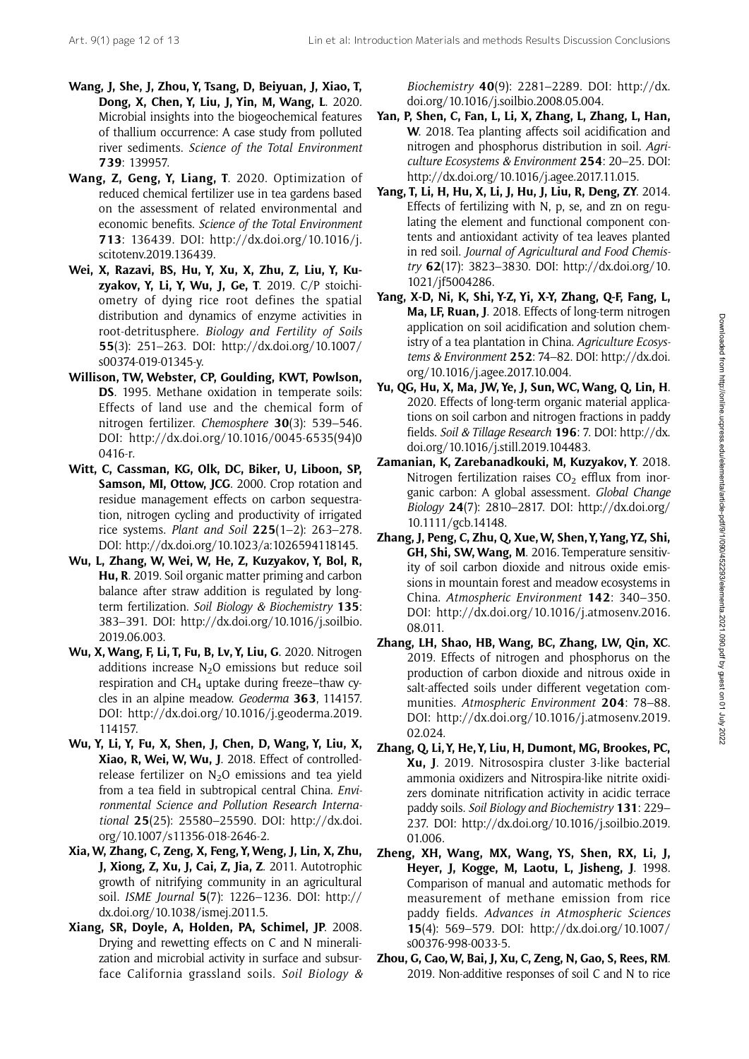**Wang, J, She, J, Zhou, Y, Tsang, D, Beiyuan, J, Xiao, T, Dong, X, Chen, Y, Liu, J, Yin, M, Wang, L**. 2020. Microbial insights into the biogeochemical features of thallium occurrence: A case study from polluted river sediments. *Science of the Total Environment* **739**: 139957.

**Wang, Z, Geng, Y, Liang, T**. 2020. Optimization of reduced chemical fertilizer use in tea gardens based on the assessment of related environmental and economic benefits. *Science of the Total Environment* **713**: 136439. DOI: http://dx.doi.org/10.1016/j.scitotenv.2019.136439.

**Wei, X, Razavi, BS, Hu, Y, Xu, X, Zhu, Z, Liu, Y, Kuzyakov, Y, Li, Y, Wu, J, Ge, T**. 2019. C/P stoichiometry of dying rice root defines the spatial distribution and dynamics of enzyme activities in root-detritusphere. *Biology and Fertility of Soils* **55**(3): 251–263. DOI: http://dx.doi.org/10.1007/s00374-019-01345-y.

**Willison, TW, Webster, CP, Goulding, KWT, Powlson, DS**. 1995. Methane oxidation in temperate soils: Effects of land use and the chemical form of nitrogen fertilizer. *Chemosphere* **30**(3): 539–546. DOI: http://dx.doi.org/10.1016/0045-6535(94)00416-r.

**Witt, C, Cassman, KG, Olk, DC, Biker, U, Liboon, SP, Samson, MI, Ottow, JCG**. 2000. Crop rotation and residue management effects on carbon sequestration, nitrogen cycling and productivity of irrigated rice systems. *Plant and Soil* **225**(1–2): 263–278. DOI: http://dx.doi.org/10.1023/a:1026594118145.

**Wu, L, Zhang, W, Wei, W, He, Z, Kuzyakov, Y, Bol, R, Hu, R**. 2019. Soil organic matter priming and carbon balance after straw addition is regulated by long-term fertilization. *Soil Biology & Biochemistry* **135**: 383–391. DOI: http://dx.doi.org/10.1016/j.soilbio.2019.06.003.

**Wu, X, Wang, F, Li, T, Fu, B, Lv, Y, Liu, G**. 2020. Nitrogen additions increase $N_2O$ emissions but reduce soil respiration and $CH_4$ uptake during freeze–thaw cycles in an alpine meadow. *Geoderma* **363**, 114157. DOI: http://dx.doi.org/10.1016/j.geoderma.2019.114157.

**Wu, Y, Li, Y, Fu, X, Shen, J, Chen, D, Wang, Y, Liu, X, Xiao, R, Wei, W, Wu, J**. 2018. Effect of controlled-release fertilizer on $N_2O$ emissions and tea yield from a tea field in subtropical central China. *Environmental Science and Pollution Research International* **25**(25): 25580–25590. DOI: http://dx.doi.org/10.1007/s11356-018-2646-2.

**Xia, W, Zhang, C, Zeng, X, Feng, Y, Weng, J, Lin, X, Zhu, J, Xiong, Z, Xu, J, Cai, Z, Jia, Z**. 2011. Autotrophic growth of nitrifying community in an agricultural soil. *ISME Journal* **5**(7): 1226–1236. DOI: http://dx.doi.org/10.1038/ismej.2011.5.

**Xiang, SR, Doyle, A, Holden, PA, Schimel, JP**. 2008. Drying and rewetting effects on C and N mineralization and microbial activity in surface and subsurface California grassland soils. *Soil Biology & Biochemistry* **40**(9): 2281–2289. DOI: http://dx.doi.org/10.1016/j.soilbio.2008.05.004.

**Yan, P, Shen, C, Fan, L, Li, X, Zhang, L, Zhang, L, Han, W**. 2018. Tea planting affects soil acidification and nitrogen and phosphorus distribution in soil. *Agriculture Ecosystems & Environment* **254**: 20–25. DOI: http://dx.doi.org/10.1016/j.agee.2017.11.015.

**Yang, T, Li, H, Hu, X, Li, J, Hu, J, Liu, R, Deng, ZY**. 2014. Effects of fertilizing with N, p, se, and zn on regulating the element and functional component contents and antioxidant activity of tea leaves planted in red soil. *Journal of Agricultural and Food Chemistry* **62**(17): 3823–3830. DOI: http://dx.doi.org/10.1021/jf5004286.

**Yang, X-D, Ni, K, Shi, Y-Z, Yi, X-Y, Zhang, Q-F, Fang, L, Ma, LF, Ruan, J**. 2018. Effects of long-term nitrogen application on soil acidification and solution chemistry of a tea plantation in China. *Agriculture Ecosystems & Environment* **252**: 74–82. DOI: http://dx.doi.org/10.1016/j.agee.2017.10.004.

**Yu, QG, Hu, X, Ma, JW, Ye, J, Sun, WC, Wang, Q, Lin, H**. 2020. Effects of long-term organic material applications on soil carbon and nitrogen fractions in paddy fields. *Soil & Tillage Research* **196**: 7. DOI: http://dx.doi.org/10.1016/j.still.2019.104483.

**Zamanian, K, Zarebanadkouki, M, Kuzyakov, Y**. 2018. Nitrogen fertilization raises $CO_2$ efflux from inorganic carbon: A global assessment. *Global Change Biology* **24**(7): 2810–2817. DOI: http://dx.doi.org/10.1111/gcb.14148.

**Zhang, J, Peng, C, Zhu, Q, Xue, W, Shen, Y, Yang, YZ, Shi, GH, Shi, SW, Wang, M**. 2016. Temperature sensitivity of soil carbon dioxide and nitrous oxide emissions in mountain forest and meadow ecosystems in China. *Atmospheric Environment* **142**: 340–350. DOI: http://dx.doi.org/10.1016/j.atmosenv.2016.08.011.

**Zhang, LH, Shao, HB, Wang, BC, Zhang, LW, Qin, XC**. 2019. Effects of nitrogen and phosphorus on the production of carbon dioxide and nitrous oxide in salt-affected soils under different vegetation communities. *Atmospheric Environment* **204**: 78–88. DOI: http://dx.doi.org/10.1016/j.atmosenv.2019.02.024.

**Zhang, Q, Li, Y, He, Y, Liu, H, Dumont, MG, Brookes, PC, Xu, J**. 2019. Nitrosospira cluster 3-like bacterial ammonia oxidizers and Nitrospira-like nitrite oxidizers dominate nitrification activity in acidic terrace paddy soils. *Soil Biology and Biochemistry* **131**: 229–237. DOI: http://dx.doi.org/10.1016/j.soilbio.2019.01.006.

**Zheng, XH, Wang, MX, Wang, YS, Shen, RX, Li, J, Heyer, J, Kogge, M, Laotu, L, Jisheng, J**. 1998. Comparison of manual and automatic methods for measurement of methane emission from rice paddy fields. *Advances in Atmospheric Sciences* **15**(4): 569–579. DOI: http://dx.doi.org/10.1007/s00376-998-0033-5.

**Zhou, G, Cao, W, Bai, J, Xu, C, Zeng, N, Gao, S, Rees, RM**. 2019. Non-additive responses of soil C and N to rice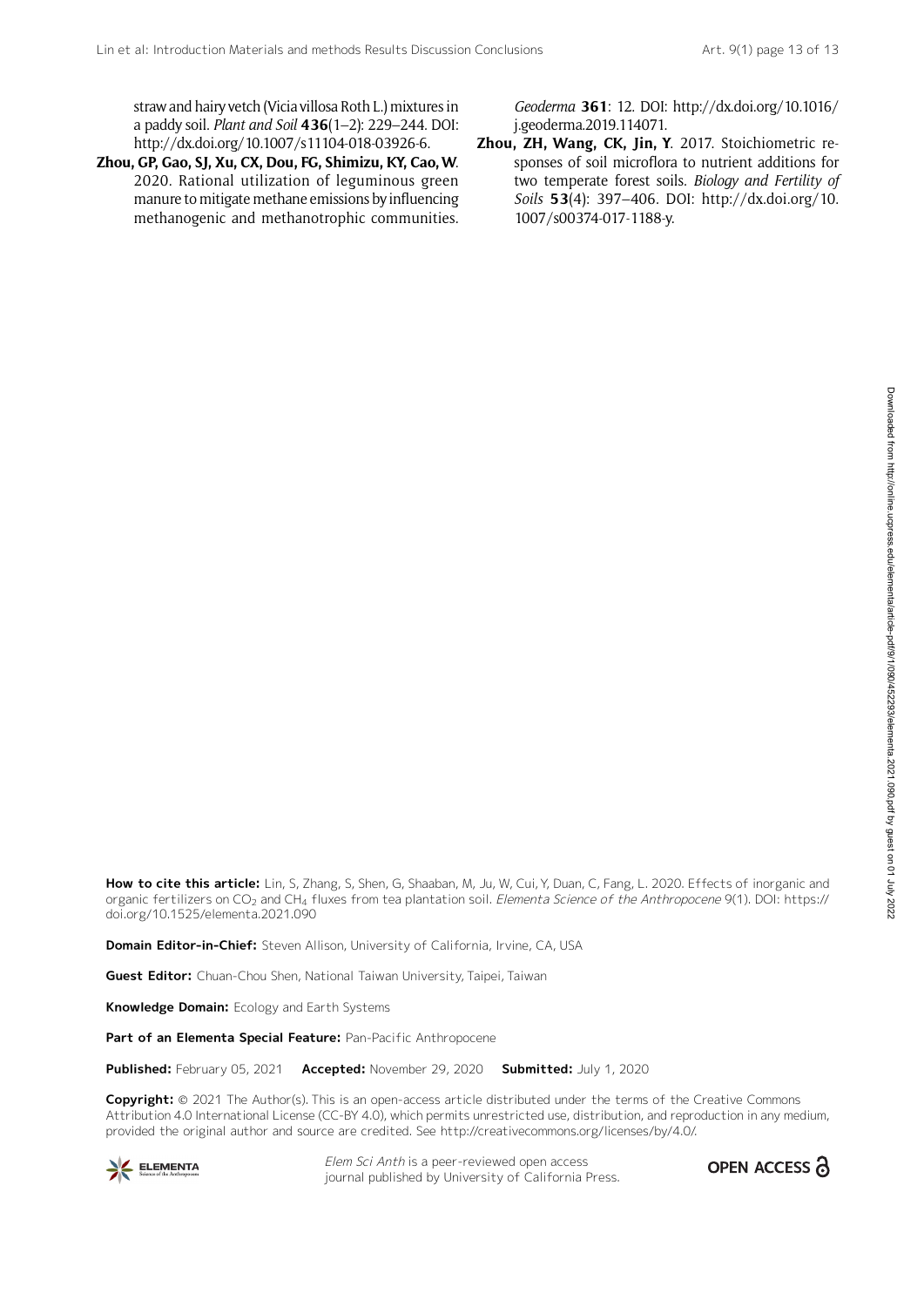straw and hairy vetch (Vicia villosa Roth L.) mixtures in a paddy soil. *Plant and Soil* **436**(1–2): 229–244. DOI: http://dx.doi.org/10.1007/s11104-018-03926-6.

**Zhou, GP, Gao, SJ, Xu, CX, Dou, FG, Shimizu, KY, Cao, W**. 2020. Rational utilization of leguminous green manure to mitigate methane emissions by influencing methanogenic and methanotrophic communities. *Geoderma* **361**: 12. DOI: http://dx.doi.org/10.1016/j.geoderma.2019.114071.

**Zhou, ZH, Wang, CK, Jin, Y**. 2017. Stoichiometric responses of soil microflora to nutrient additions for two temperate forest soils. *Biology and Fertility of Soils* **53**(4): 397–406. DOI: http://dx.doi.org/10.1007/s00374-017-1188-y.

**How to cite this article:** Lin, S, Zhang, S, Shen, G, Shaaban, M, Ju, W, Cui, Y, Duan, C, Fang, L. 2020. Effects of inorganic and organic fertilizers on $CO_2$ and $CH_4$ fluxes from tea plantation soil. *Elementa Science of the Anthropocene* 9(1). DOI: https://doi.org/10.1525/elementa.2021.090

**Domain Editor-in-Chief:** Steven Allison, University of California, Irvine, CA, USA

**Guest Editor:** Chuan-Chou Shen, National Taiwan University, Taipei, Taiwan

**Knowledge Domain:** Ecology and Earth Systems

**Part of an Elementa Special Feature:** Pan-Pacific Anthropocene

**Published:** February 05, 2021 **Accepted:** November 29, 2020 **Submitted:** July 1, 2020

**Copyright:** © 2021 The Author(s). This is an open-access article distributed under the terms of the Creative Commons Attribution 4.0 International License (CC-BY 4.0), which permits unrestricted use, distribution, and reproduction in any medium, provided the original author and source are credited. See http://creativecommons.org/licenses/by/4.0/.

*Elem Sci Anth* is a peer-reviewed open access journal published by University of California Press.

OPEN ACCESS